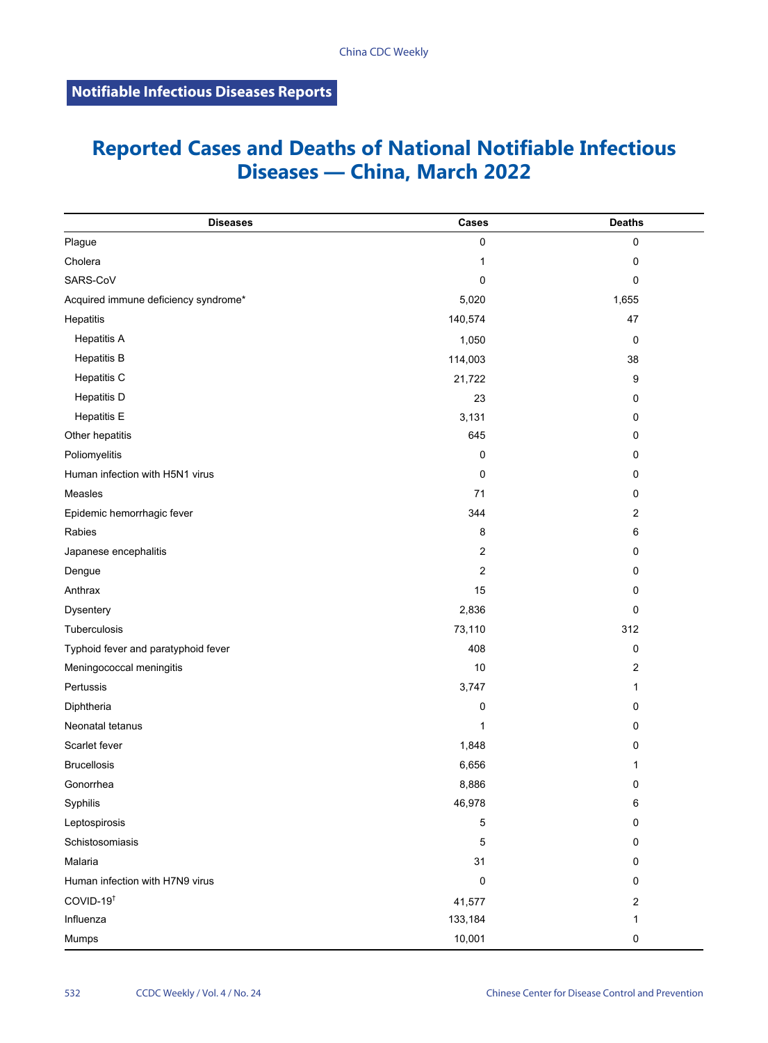Notifiable Infectious Diseases Reports

# Reported Cases and Deaths of National Notifiable Infectious Diseases — China, March 2022

| Diseases | Cases | Deaths |
| --- | --- | --- |
| Plague | 0 | 0 |
| Cholera | 1 | 0 |
| SARS-CoV | 0 | 0 |
| Acquired immune deficiency syndrome* | 5,020 | 1,655 |
| Hepatitis | 140,574 | 47 |
| Hepatitis A | 1,050 | 0 |
| Hepatitis B | 114,003 | 38 |
| Hepatitis C | 21,722 | 9 |
| Hepatitis D | 23 | 0 |
| Hepatitis E | 3,131 | 0 |
| Other hepatitis | 645 | 0 |
| Poliomyelitis | 0 | 0 |
| Human infection with H5N1 virus | 0 | 0 |
| Measles | 71 | 0 |
| Epidemic hemorrhagic fever | 344 | 2 |
| Rabies | 8 | 6 |
| Japanese encephalitis | 2 | 0 |
| Dengue | 2 | 0 |
| Anthrax | 15 | 0 |
| Dysentery | 2,836 | 0 |
| Tuberculosis | 73,110 | 312 |
| Typhoid fever and paratyphoid fever | 408 | 0 |
| Meningococcal meningitis | 10 | 2 |
| Pertussis | 3,747 | 1 |
| Diphtheria | 0 | 0 |
| Neonatal tetanus | 1 | 0 |
| Scarlet fever | 1,848 | 0 |
| Brucellosis | 6,656 | 1 |
| Gonorrhea | 8,886 | 0 |
| Syphilis | 46,978 | 6 |
| Leptospirosis | 5 | 0 |
| Schistosomiasis | 5 | 0 |
| Malaria | 31 | 0 |
| Human infection with H7N9 virus | 0 | 0 |
| COVID-19† | 41,577 | 2 |
| Influenza | 133,184 | 1 |
| Mumps | 10,001 | 0 |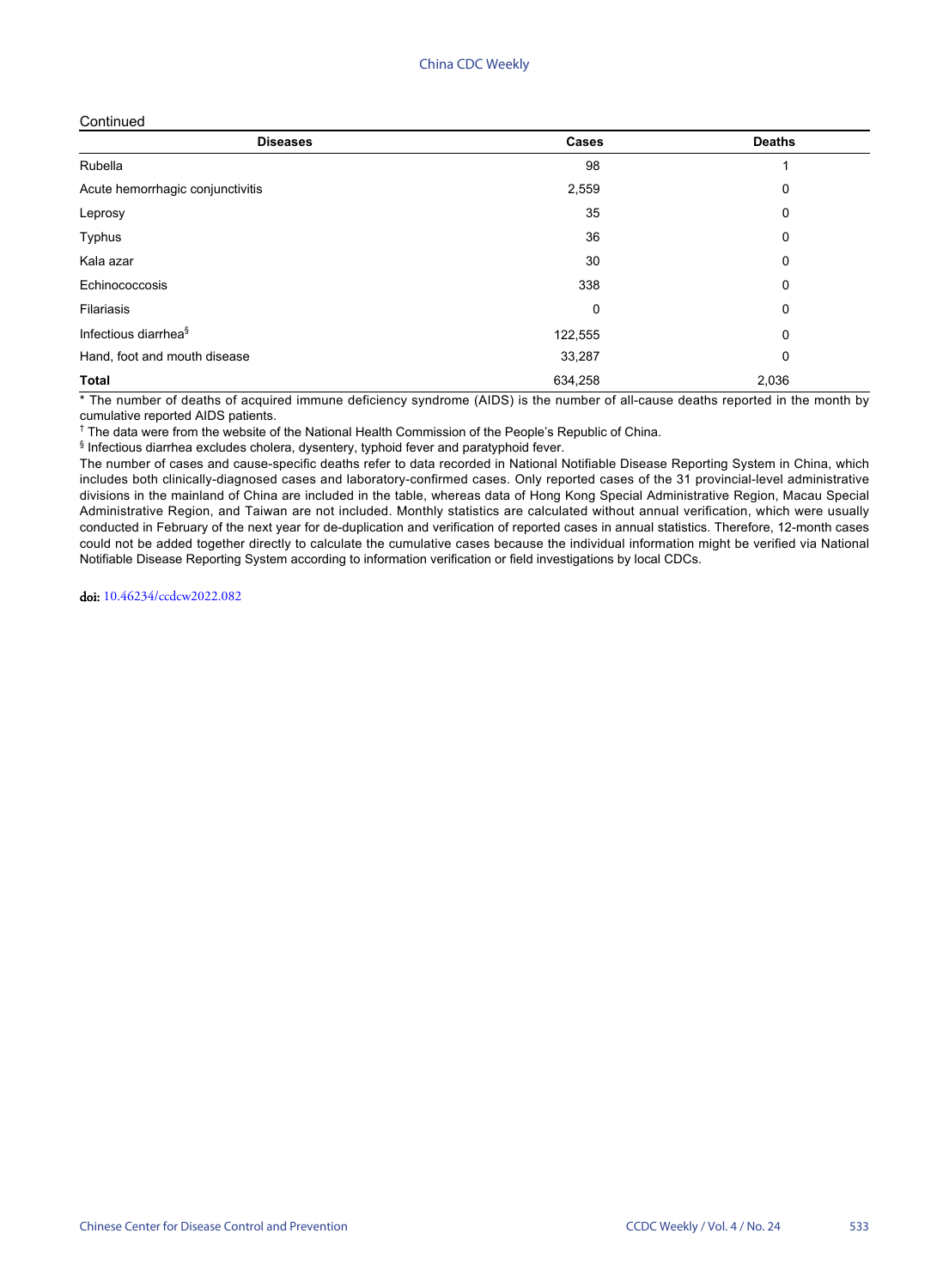Continued

| Diseases | Cases | Deaths |
|---|---|---|
| Rubella | 98 | 1 |
| Acute hemorrhagic conjunctivitis | 2,559 | 0 |
| Leprosy | 35 | 0 |
| Typhus | 36 | 0 |
| Kala azar | 30 | 0 |
| Echinococcosis | 338 | 0 |
| Filariasis | 0 | 0 |
| Infectious diarrhea[§] | 122,555 | 0 |
| Hand, foot and mouth disease | 33,287 | 0 |
| **Total** | 634,258 | 2,036 |

* The number of deaths of acquired immune deficiency syndrome (AIDS) is the number of all-cause deaths reported in the month by cumulative reported AIDS patients.

[†] The data were from the website of the National Health Commission of the People's Republic of China.

[§] Infectious diarrhea excludes cholera, dysentery, typhoid fever and paratyphoid fever.

The number of cases and cause-specific deaths refer to data recorded in National Notifiable Disease Reporting System in China, which includes both clinically-diagnosed cases and laboratory-confirmed cases. Only reported cases of the 31 provincial-level administrative divisions in the mainland of China are included in the table, whereas data of Hong Kong Special Administrative Region, Macau Special Administrative Region, and Taiwan are not included. Monthly statistics are calculated without annual verification, which were usually conducted in February of the next year for de-duplication and verification of reported cases in annual statistics. Therefore, 12-month cases could not be added together directly to calculate the cumulative cases because the individual information might be verified via National Notifiable Disease Reporting System according to information verification or field investigations by local CDCs.

doi: 10.46234/ccdcw2022.082